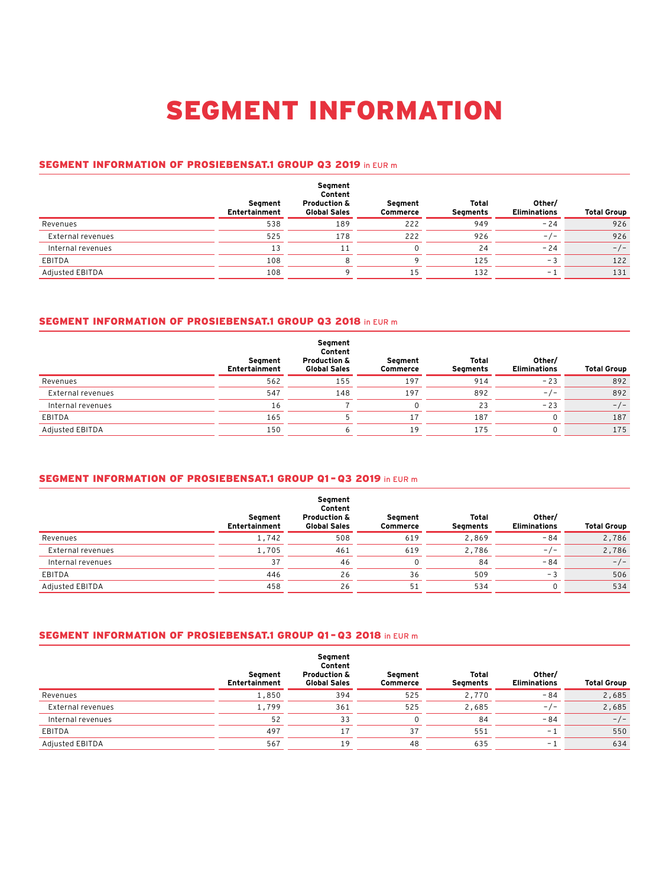# SEGMENT INFORMATION

## SEGMENT INFORMATION OF PROSIEBENSAT.1 GROUP Q3 2019 in EUR m

| | Segment Entertainment | Segment Content Production & Global Sales | Segment Commerce | Total Segments | Other/ Eliminations | Total Group |
|---|---|---|---|---|---|---|
| Revenues | 538 | 189 | 222 | 949 | − 24 | 926 |
| External revenues | 525 | 178 | 222 | 926 | −/− | 926 |
| Internal revenues | 13 | 11 | 0 | 24 | − 24 | −/− |
| EBITDA | 108 | 8 | 9 | 125 | − 3 | 122 |
| Adjusted EBITDA | 108 | 9 | 15 | 132 | − 1 | 131 |

## SEGMENT INFORMATION OF PROSIEBENSAT.1 GROUP Q3 2018 in EUR m

| | Segment Entertainment | Segment Content Production & Global Sales | Segment Commerce | Total Segments | Other/ Eliminations | Total Group |
|---|---|---|---|---|---|---|
| Revenues | 562 | 155 | 197 | 914 | − 23 | 892 |
| External revenues | 547 | 148 | 197 | 892 | −/− | 892 |
| Internal revenues | 16 | 7 | 0 | 23 | − 23 | −/− |
| EBITDA | 165 | 5 | 17 | 187 | 0 | 187 |
| Adjusted EBITDA | 150 | 6 | 19 | 175 | 0 | 175 |

## SEGMENT INFORMATION OF PROSIEBENSAT.1 GROUP Q1 – Q3 2019 in EUR m

| | Segment Entertainment | Segment Content Production & Global Sales | Segment Commerce | Total Segments | Other/ Eliminations | Total Group |
|---|---|---|---|---|---|---|
| Revenues | 1,742 | 508 | 619 | 2,869 | − 84 | 2,786 |
| External revenues | 1,705 | 461 | 619 | 2,786 | −/− | 2,786 |
| Internal revenues | 37 | 46 | 0 | 84 | − 84 | −/− |
| EBITDA | 446 | 26 | 36 | 509 | − 3 | 506 |
| Adjusted EBITDA | 458 | 26 | 51 | 534 | 0 | 534 |

## SEGMENT INFORMATION OF PROSIEBENSAT.1 GROUP Q1 – Q3 2018 in EUR m

| | Segment Entertainment | Segment Content Production & Global Sales | Segment Commerce | Total Segments | Other/ Eliminations | Total Group |
|---|---|---|---|---|---|---|
| Revenues | 1,850 | 394 | 525 | 2,770 | − 84 | 2,685 |
| External revenues | 1,799 | 361 | 525 | 2,685 | −/− | 2,685 |
| Internal revenues | 52 | 33 | 0 | 84 | − 84 | −/− |
| EBITDA | 497 | 17 | 37 | 551 | − 1 | 550 |
| Adjusted EBITDA | 567 | 19 | 48 | 635 | − 1 | 634 |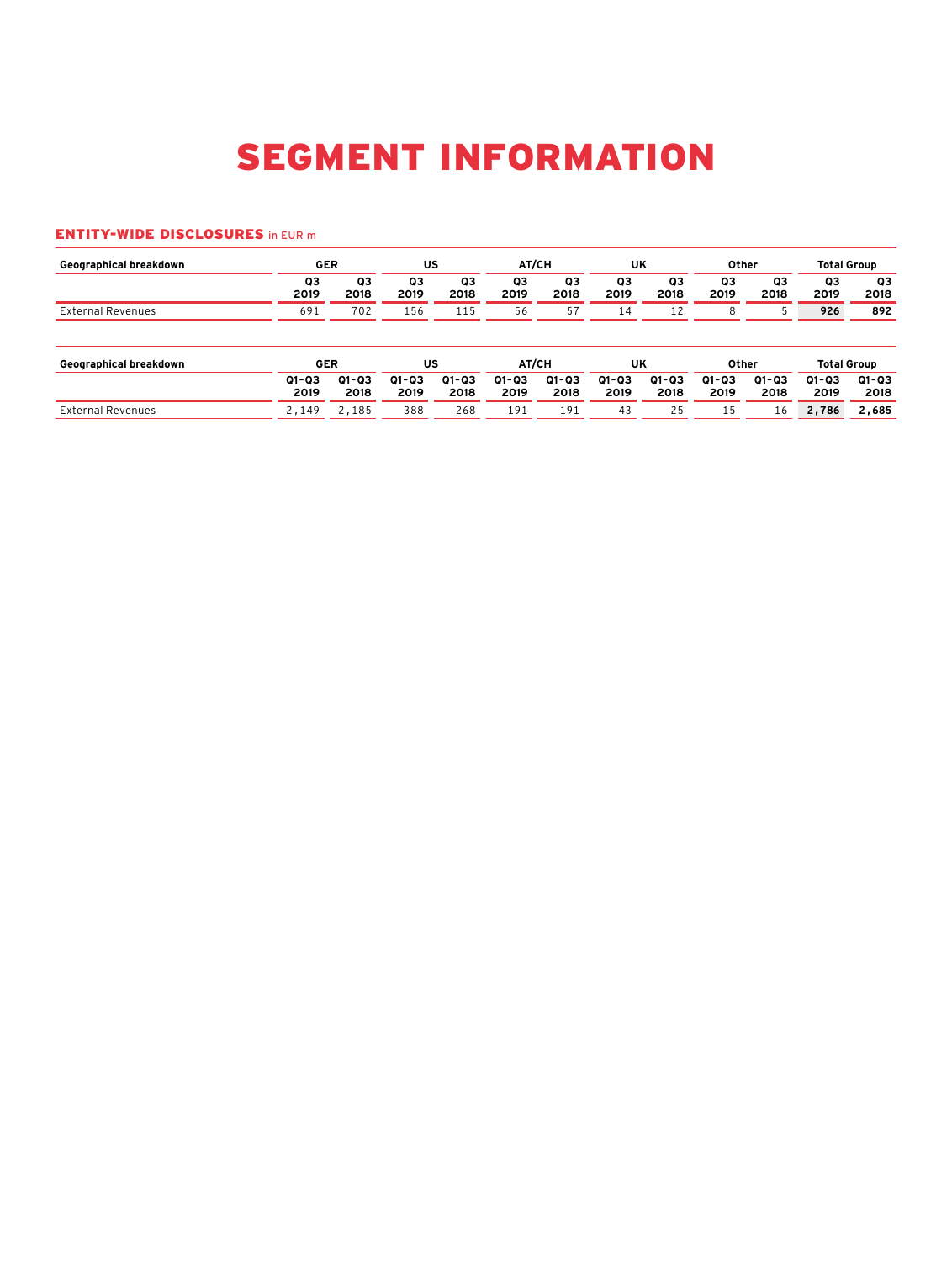# SEGMENT INFORMATION

## ENTITY-WIDE DISCLOSURES in EUR m

| Geographical breakdown | GER | | US | | AT/CH | | UK | | Other | | Total Group | |
|---|---|---|---|---|---|---|---|---|---|---|---|---|
| | Q3 2019 | Q3 2018 | Q3 2019 | Q3 2018 | Q3 2019 | Q3 2018 | Q3 2019 | Q3 2018 | Q3 2019 | Q3 2018 | Q3 2019 | Q3 2018 |
| External Revenues | 691 | 702 | 156 | 115 | 56 | 57 | 14 | 12 | 8 | 5 | **926** | **892** |

| Geographical breakdown | GER | | US | | AT/CH | | UK | | Other | | Total Group | |
|---|---|---|---|---|---|---|---|---|---|---|---|---|
| | Q1-Q3 2019 | Q1-Q3 2018 | Q1-Q3 2019 | Q1-Q3 2018 | Q1-Q3 2019 | Q1-Q3 2018 | Q1-Q3 2019 | Q1-Q3 2018 | Q1-Q3 2019 | Q1-Q3 2018 | Q1-Q3 2019 | Q1-Q3 2018 |
| External Revenues | 2,149 | 2,185 | 388 | 268 | 191 | 191 | 43 | 25 | 15 | 16 | **2,786** | **2,685** |